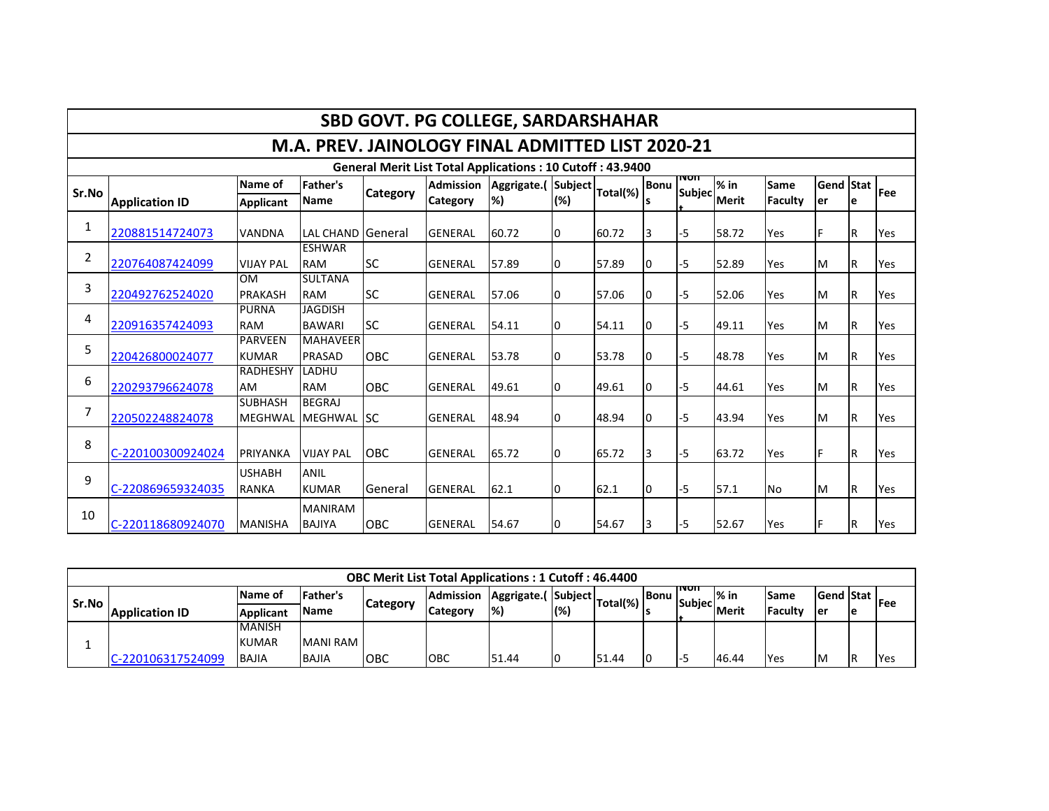# SBD GOVT. PG COLLEGE, SARDARSHAHAR

## M.A. PREV. JAINOLOGY FINAL ADMITTED LIST 2020-21

**General Merit List Total Applications : 10 Cutoff : 43.9400**

| Sr.No | Application ID | Name of Applicant | Father's Name | Category | Admission Category | Aggrigate.(%) | Subject (%) | Total(%) | Bonus | Non Subject | % in Merit | Same Faculty | Gender | State | Fee |
|---|---|---|---|---|---|---|---|---|---|---|---|---|---|---|---|
| 1 | 220881514724073 | VANDNA | LAL CHAND | General | GENERAL | 60.72 | 0 | 60.72 | 3 | -5 | 58.72 | Yes | F | R | Yes |
| 2 | 220764087424099 | VIJAY PAL | ESHWAR RAM | SC | GENERAL | 57.89 | 0 | 57.89 | 0 | -5 | 52.89 | Yes | M | R | Yes |
| 3 | 220492762524020 | OM PRAKASH | SULTANA RAM | SC | GENERAL | 57.06 | 0 | 57.06 | 0 | -5 | 52.06 | Yes | M | R | Yes |
| 4 | 220916357424093 | PURNA RAM | JAGDISH BAWARI | SC | GENERAL | 54.11 | 0 | 54.11 | 0 | -5 | 49.11 | Yes | M | R | Yes |
| 5 | 220426800024077 | PARVEEN KUMAR | MAHAVEER PRASAD | OBC | GENERAL | 53.78 | 0 | 53.78 | 0 | -5 | 48.78 | Yes | M | R | Yes |
| 6 | 220293796624078 | RADHESHYAM | LADHU RAM | OBC | GENERAL | 49.61 | 0 | 49.61 | 0 | -5 | 44.61 | Yes | M | R | Yes |
| 7 | 220502248824078 | SUBHASH MEGHWAL | BEGRAJ MEGHWAL | SC | GENERAL | 48.94 | 0 | 48.94 | 0 | -5 | 43.94 | Yes | M | R | Yes |
| 8 | C-220100300924024 | PRIYANKA | VIJAY PAL | OBC | GENERAL | 65.72 | 0 | 65.72 | 3 | -5 | 63.72 | Yes | F | R | Yes |
| 9 | C-220869659324035 | USHABH RANKA | ANIL KUMAR | General | GENERAL | 62.1 | 0 | 62.1 | 0 | -5 | 57.1 | No | M | R | Yes |
| 10 | C-220118680924070 | MANISHA | MANIRAM BAJIYA | OBC | GENERAL | 54.67 | 0 | 54.67 | 3 | -5 | 52.67 | Yes | F | R | Yes |

**OBC Merit List Total Applications : 1 Cutoff : 46.4400**

| Sr.No | Application ID | Name of Applicant | Father's Name | Category | Admission Category | Aggrigate.(%) | Subject (%) | Total(%) | Bonus | Non Subject | % in Merit | Same Faculty | Gender | State | Fee |
|---|---|---|---|---|---|---|---|---|---|---|---|---|---|---|---|
| 1 | C-220106317524099 | MANISH KUMAR BAJIA | MANI RAM BAJIA | OBC | OBC | 51.44 | 0 | 51.44 | 0 | -5 | 46.44 | Yes | M | R | Yes |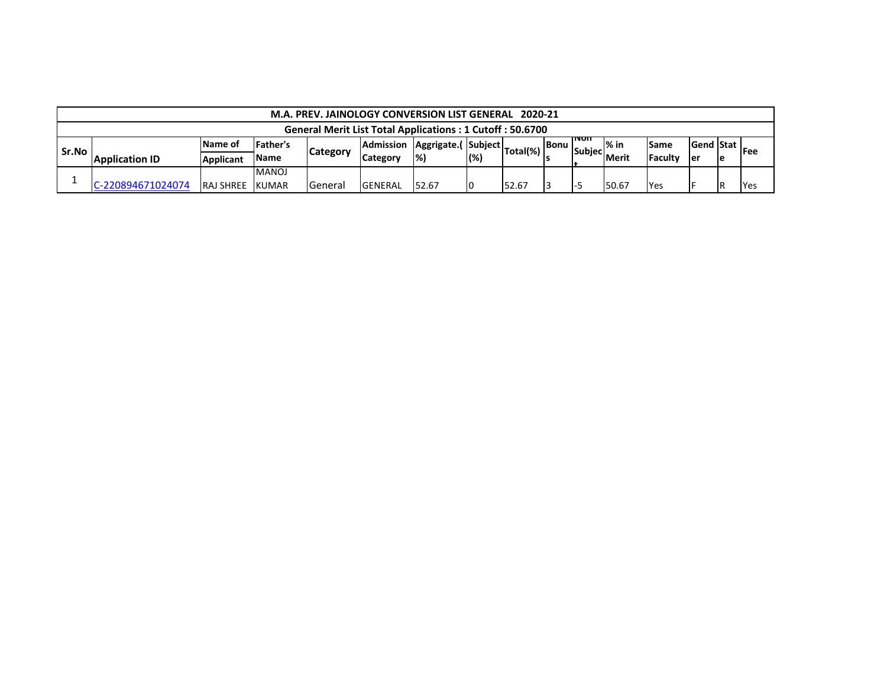| M.A. PREV. JAINOLOGY CONVERSION LIST GENERAL 2020-21 | | | | | | | | | | | | | | | |
|---|---|---|---|---|---|---|---|---|---|---|---|---|---|---|---|
| General Merit List Total Applications : 1 Cutoff : 50.6700 | | | | | | | | | | | | | | | |
| Sr.No | Application ID | Name of Applicant | Father's Name | Category | Admission Category | Aggrigate.(%) | Subject (%) | Total(%) | Bonus | Non Subject | % in Merit | Same Faculty | Gender | State | Fee |
| 1 | C-220894671024074 | RAJ SHREE | MANOJ KUMAR | General | GENERAL | 52.67 | 0 | 52.67 | 3 | -5 | 50.67 | Yes | F | R | Yes |